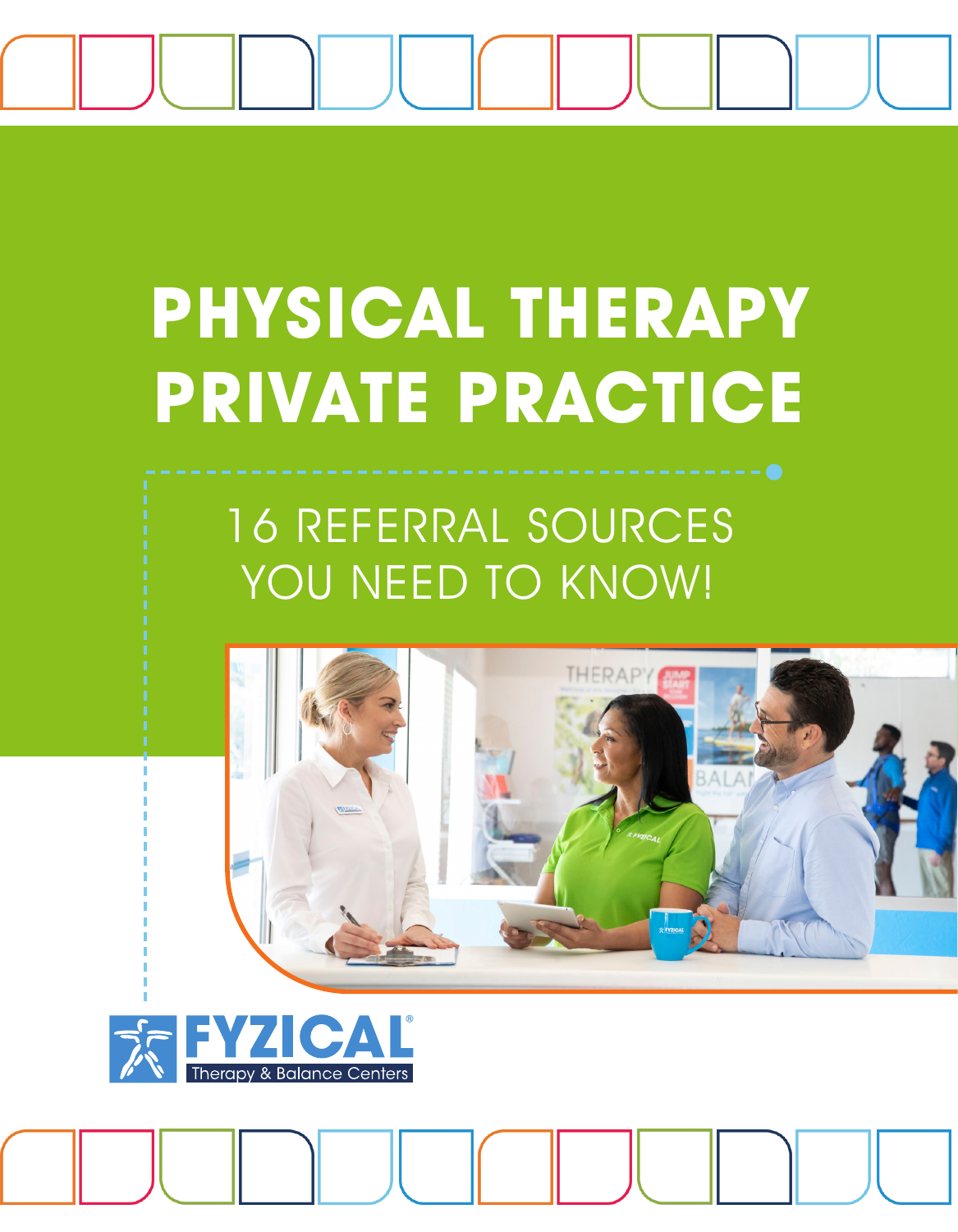# PHYSICAL THERAPY PRIVATE PRACTICE

## 16 REFERRAL SOURCES YOU NEED TO KNOW!

FYZICAL® Therapy & Balance Centers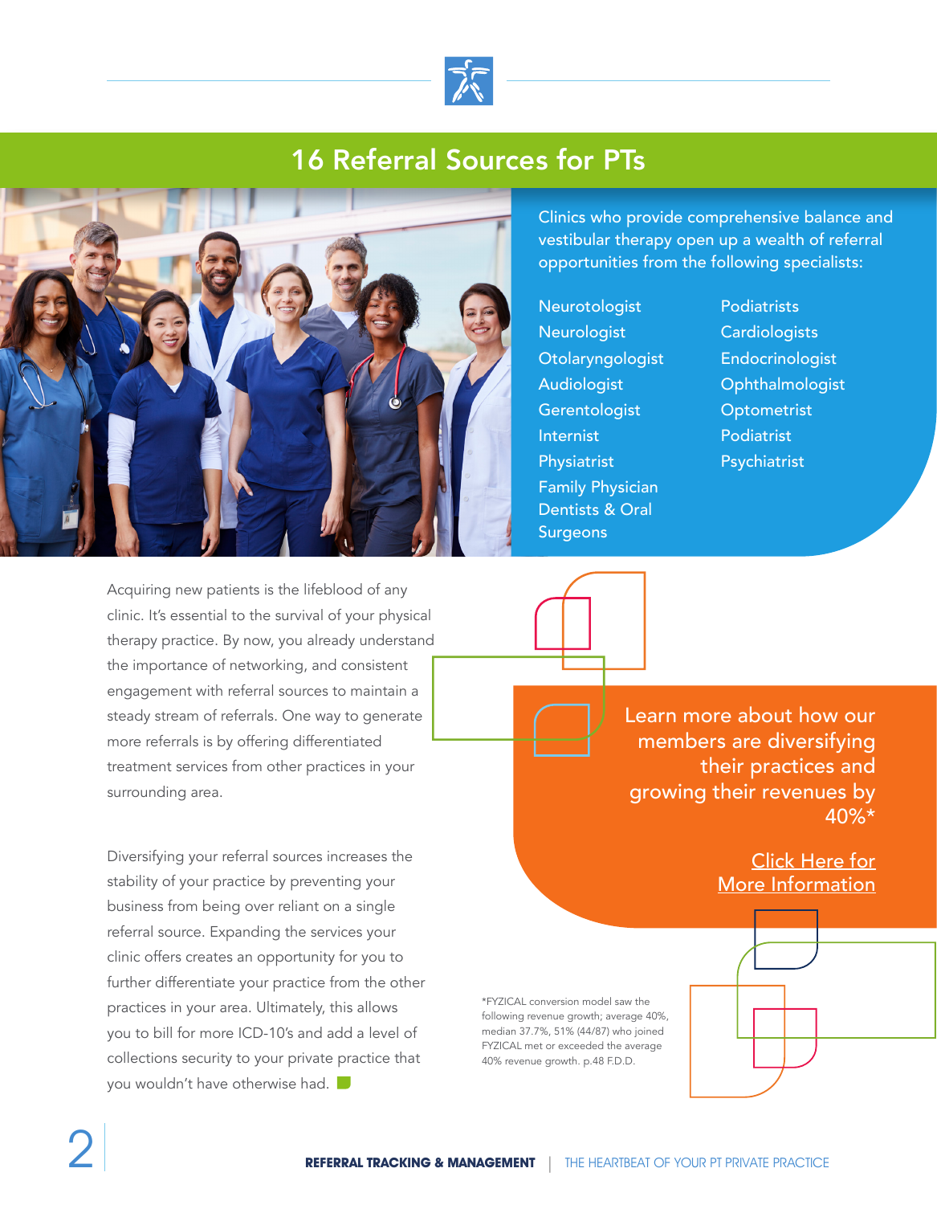# 16 Referral Sources for PTs

Clinics who provide comprehensive balance and vestibular therapy open up a wealth of referral opportunities from the following specialists:

- Neurotologist
- Neurologist
- Otolaryngologist
- Audiologist
- Gerentologist
- Internist
- Physiatrist
- Family Physician
- Dentists & Oral Surgeons
- Podiatrists
- Cardiologists
- Endocrinologist
- Ophthalmologist
- Optometrist
- Podiatrist
- Psychiatrist

Acquiring new patients is the lifeblood of any clinic. It's essential to the survival of your physical therapy practice. By now, you already understand the importance of networking, and consistent engagement with referral sources to maintain a steady stream of referrals. One way to generate more referrals is by offering differentiated treatment services from other practices in your surrounding area.

Diversifying your referral sources increases the stability of your practice by preventing your business from being over reliant on a single referral source. Expanding the services your clinic offers creates an opportunity for you to further differentiate your practice from the other practices in your area. Ultimately, this allows you to bill for more ICD-10's and add a level of collections security to your private practice that you wouldn't have otherwise had.

Learn more about how our members are diversifying their practices and growing their revenues by 40%*

Click Here for More Information

*FYZICAL conversion model saw the following revenue growth; average 40%, median 37.7%, 51% (44/87) who joined FYZICAL met or exceeded the average 40% revenue growth. p.48 F.D.D.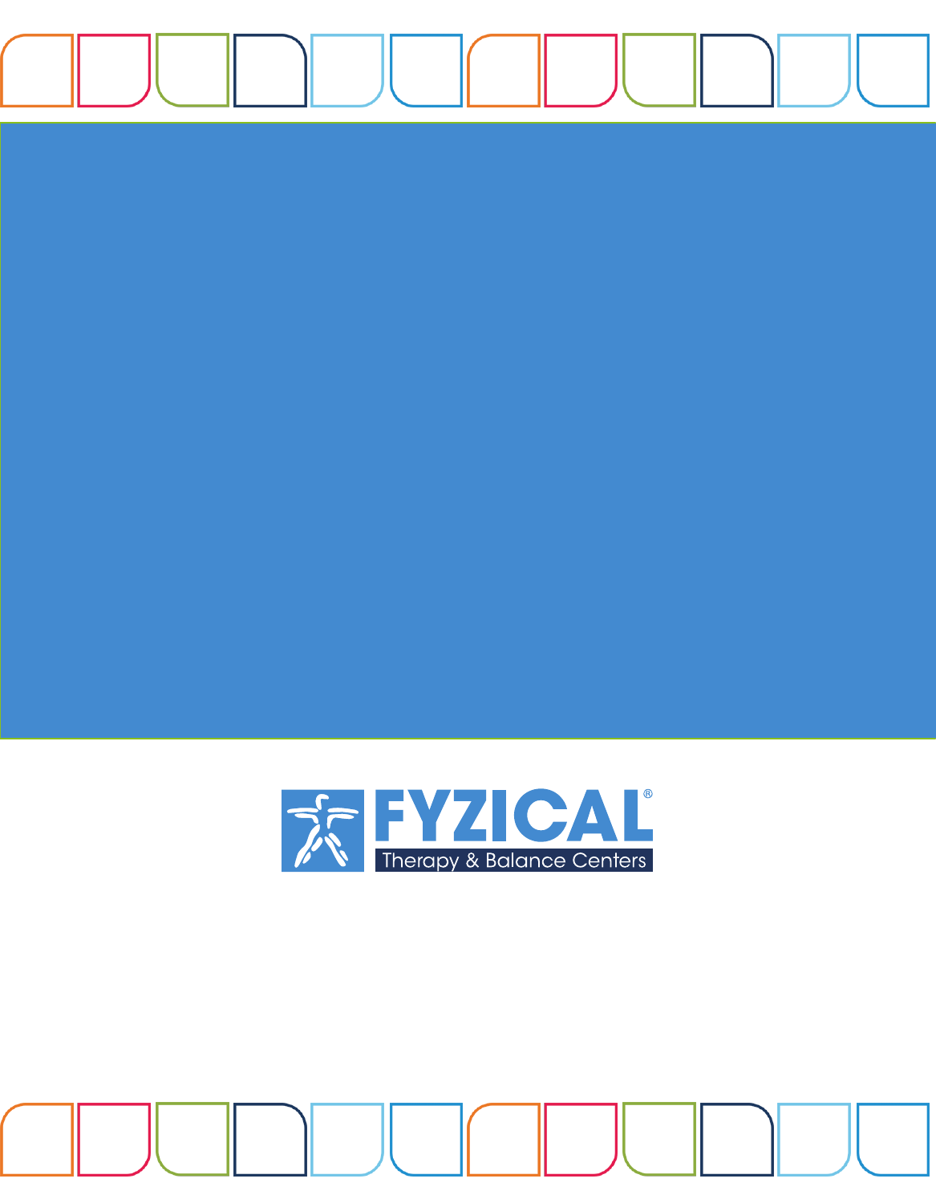FYZICAL®

Therapy & Balance Centers